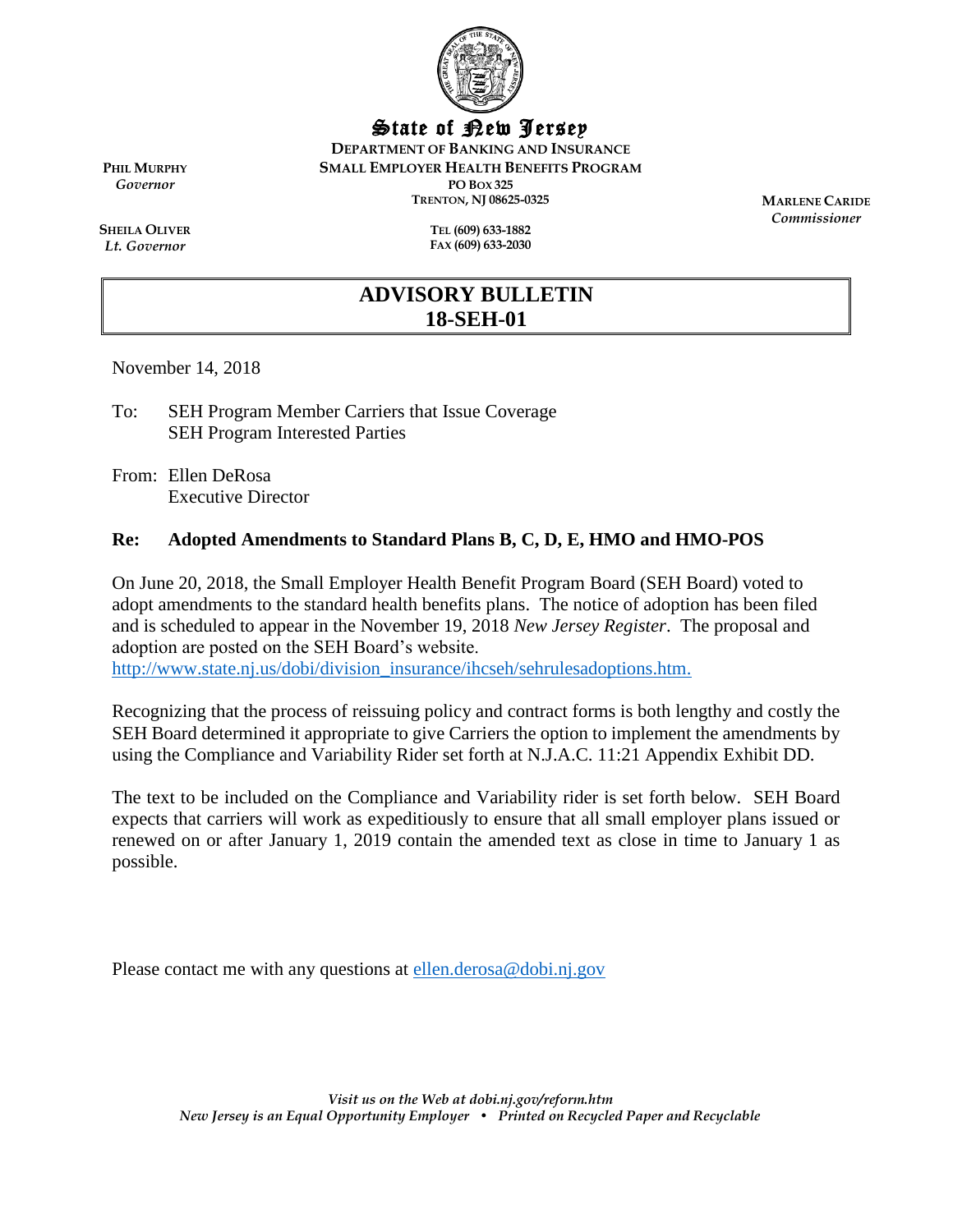State of New Jersey

**DEPARTMENT OF BANKING AND INSURANCE**
**SMALL EMPLOYER HEALTH BENEFITS PROGRAM**
PO BOX 325
TRENTON, NJ 08625-0325

TEL (609) 633-1882
FAX (609) 633-2030

**PHIL MURPHY**
*Governor*

**SHEILA OLIVER**
*Lt. Governor*

**MARLENE CARIDE**
*Commissioner*

# ADVISORY BULLETIN 18-SEH-01

November 14, 2018

To: SEH Program Member Carriers that Issue Coverage
SEH Program Interested Parties

From: Ellen DeRosa
Executive Director

**Re: Adopted Amendments to Standard Plans B, C, D, E, HMO and HMO-POS**

On June 20, 2018, the Small Employer Health Benefit Program Board (SEH Board) voted to adopt amendments to the standard health benefits plans. The notice of adoption has been filed and is scheduled to appear in the November 19, 2018 *New Jersey Register*. The proposal and adoption are posted on the SEH Board's website.
http://www.state.nj.us/dobi/division_insurance/ihcseh/sehrulesadoptions.htm.

Recognizing that the process of reissuing policy and contract forms is both lengthy and costly the SEH Board determined it appropriate to give Carriers the option to implement the amendments by using the Compliance and Variability Rider set forth at N.J.A.C. 11:21 Appendix Exhibit DD.

The text to be included on the Compliance and Variability rider is set forth below. SEH Board expects that carriers will work as expeditiously to ensure that all small employer plans issued or renewed on or after January 1, 2019 contain the amended text as close in time to January 1 as possible.

Please contact me with any questions at ellen.derosa@dobi.nj.gov

*Visit us on the Web at dobi.nj.gov/reform.htm*
*New Jersey is an Equal Opportunity Employer • Printed on Recycled Paper and Recyclable*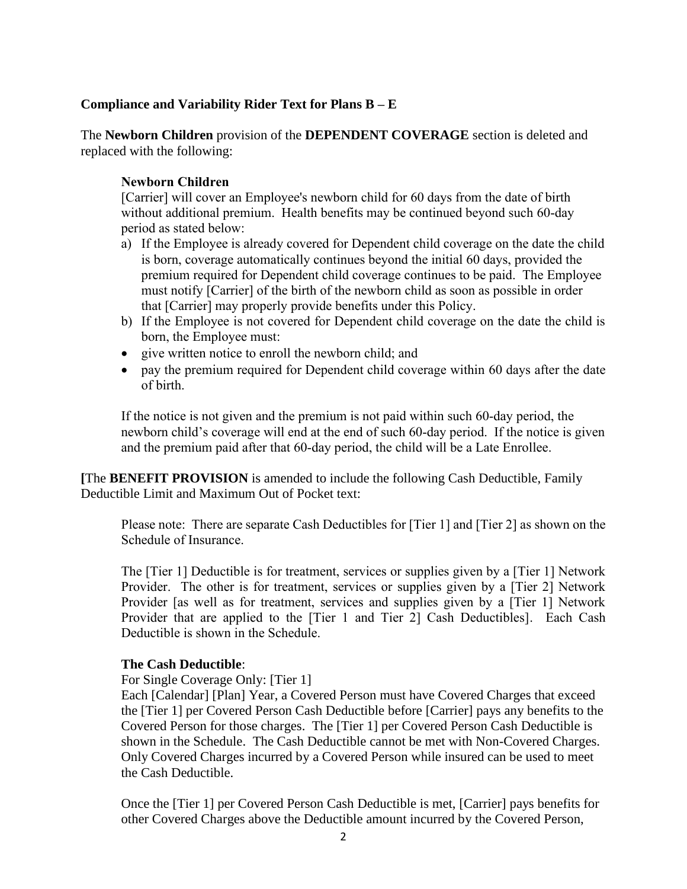**Compliance and Variability Rider Text for Plans B – E**

The **Newborn Children** provision of the **DEPENDENT COVERAGE** section is deleted and replaced with the following:

**Newborn Children**
[Carrier] will cover an Employee's newborn child for 60 days from the date of birth without additional premium. Health benefits may be continued beyond such 60-day period as stated below:

a) If the Employee is already covered for Dependent child coverage on the date the child is born, coverage automatically continues beyond the initial 60 days, provided the premium required for Dependent child coverage continues to be paid. The Employee must notify [Carrier] of the birth of the newborn child as soon as possible in order that [Carrier] may properly provide benefits under this Policy.
b) If the Employee is not covered for Dependent child coverage on the date the child is born, the Employee must:

- give written notice to enroll the newborn child; and
- pay the premium required for Dependent child coverage within 60 days after the date of birth.

If the notice is not given and the premium is not paid within such 60-day period, the newborn child's coverage will end at the end of such 60-day period. If the notice is given and the premium paid after that 60-day period, the child will be a Late Enrollee.

**[**The **BENEFIT PROVISION** is amended to include the following Cash Deductible, Family Deductible Limit and Maximum Out of Pocket text:

Please note: There are separate Cash Deductibles for [Tier 1] and [Tier 2] as shown on the Schedule of Insurance.

The [Tier 1] Deductible is for treatment, services or supplies given by a [Tier 1] Network Provider. The other is for treatment, services or supplies given by a [Tier 2] Network Provider [as well as for treatment, services and supplies given by a [Tier 1] Network Provider that are applied to the [Tier 1 and Tier 2] Cash Deductibles]. Each Cash Deductible is shown in the Schedule.

**The Cash Deductible**:
For Single Coverage Only: [Tier 1]
Each [Calendar] [Plan] Year, a Covered Person must have Covered Charges that exceed the [Tier 1] per Covered Person Cash Deductible before [Carrier] pays any benefits to the Covered Person for those charges. The [Tier 1] per Covered Person Cash Deductible is shown in the Schedule. The Cash Deductible cannot be met with Non-Covered Charges. Only Covered Charges incurred by a Covered Person while insured can be used to meet the Cash Deductible.

Once the [Tier 1] per Covered Person Cash Deductible is met, [Carrier] pays benefits for other Covered Charges above the Deductible amount incurred by the Covered Person,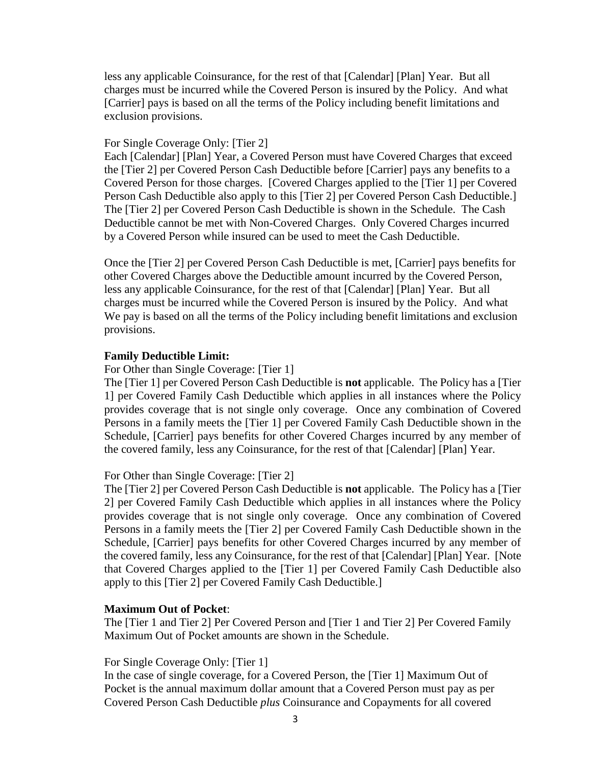less any applicable Coinsurance, for the rest of that [Calendar] [Plan] Year. But all charges must be incurred while the Covered Person is insured by the Policy. And what [Carrier] pays is based on all the terms of the Policy including benefit limitations and exclusion provisions.

For Single Coverage Only: [Tier 2]

Each [Calendar] [Plan] Year, a Covered Person must have Covered Charges that exceed the [Tier 2] per Covered Person Cash Deductible before [Carrier] pays any benefits to a Covered Person for those charges. [Covered Charges applied to the [Tier 1] per Covered Person Cash Deductible also apply to this [Tier 2] per Covered Person Cash Deductible.] The [Tier 2] per Covered Person Cash Deductible is shown in the Schedule. The Cash Deductible cannot be met with Non-Covered Charges. Only Covered Charges incurred by a Covered Person while insured can be used to meet the Cash Deductible.

Once the [Tier 2] per Covered Person Cash Deductible is met, [Carrier] pays benefits for other Covered Charges above the Deductible amount incurred by the Covered Person, less any applicable Coinsurance, for the rest of that [Calendar] [Plan] Year. But all charges must be incurred while the Covered Person is insured by the Policy. And what We pay is based on all the terms of the Policy including benefit limitations and exclusion provisions.

**Family Deductible Limit:**

For Other than Single Coverage: [Tier 1]

The [Tier 1] per Covered Person Cash Deductible is **not** applicable. The Policy has a [Tier 1] per Covered Family Cash Deductible which applies in all instances where the Policy provides coverage that is not single only coverage. Once any combination of Covered Persons in a family meets the [Tier 1] per Covered Family Cash Deductible shown in the Schedule, [Carrier] pays benefits for other Covered Charges incurred by any member of the covered family, less any Coinsurance, for the rest of that [Calendar] [Plan] Year.

For Other than Single Coverage: [Tier 2]

The [Tier 2] per Covered Person Cash Deductible is **not** applicable. The Policy has a [Tier 2] per Covered Family Cash Deductible which applies in all instances where the Policy provides coverage that is not single only coverage. Once any combination of Covered Persons in a family meets the [Tier 2] per Covered Family Cash Deductible shown in the Schedule, [Carrier] pays benefits for other Covered Charges incurred by any member of the covered family, less any Coinsurance, for the rest of that [Calendar] [Plan] Year. [Note that Covered Charges applied to the [Tier 1] per Covered Family Cash Deductible also apply to this [Tier 2] per Covered Family Cash Deductible.]

**Maximum Out of Pocket**:

The [Tier 1 and Tier 2] Per Covered Person and [Tier 1 and Tier 2] Per Covered Family Maximum Out of Pocket amounts are shown in the Schedule.

For Single Coverage Only: [Tier 1]

In the case of single coverage, for a Covered Person, the [Tier 1] Maximum Out of Pocket is the annual maximum dollar amount that a Covered Person must pay as per Covered Person Cash Deductible *plus* Coinsurance and Copayments for all covered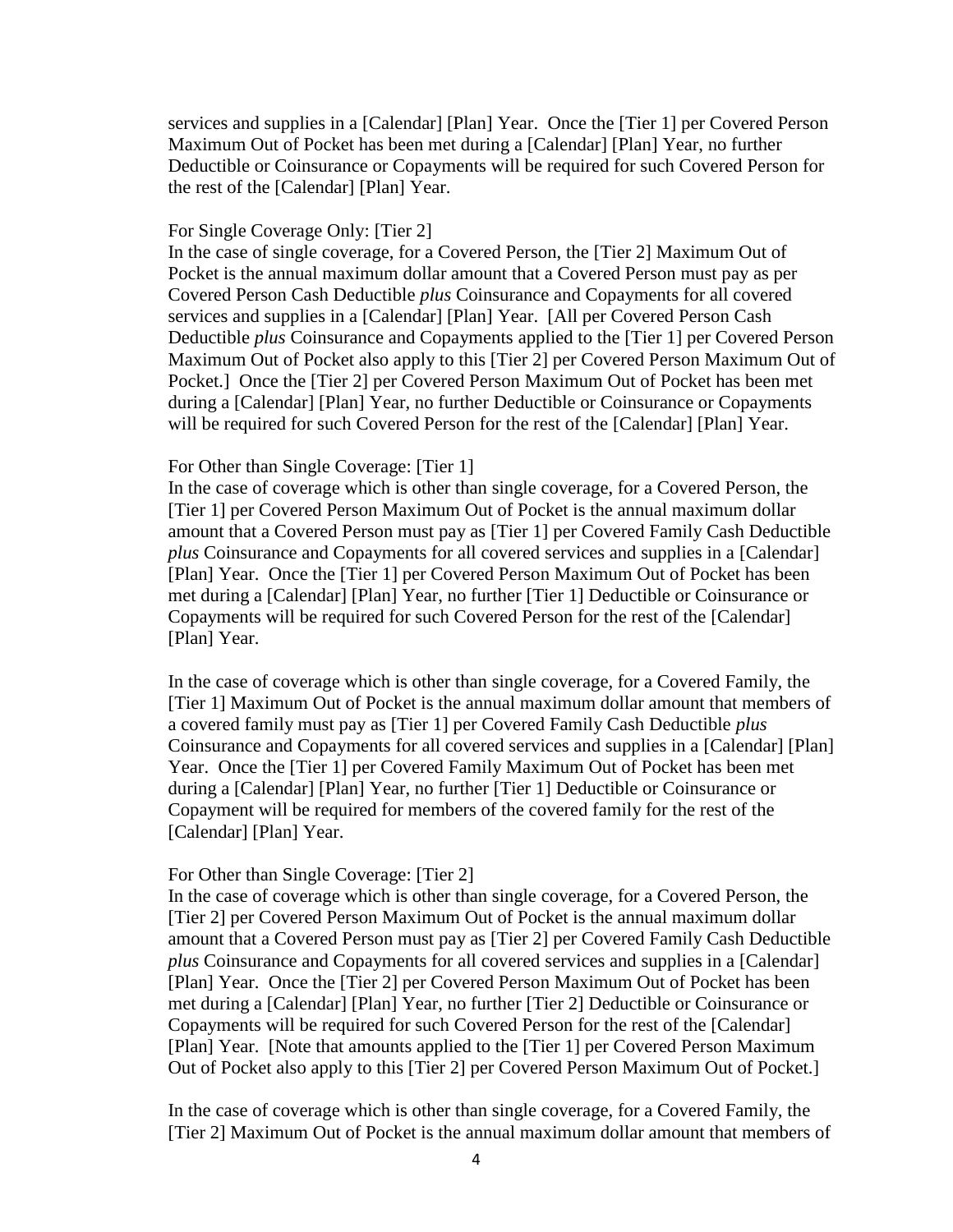services and supplies in a [Calendar] [Plan] Year. Once the [Tier 1] per Covered Person Maximum Out of Pocket has been met during a [Calendar] [Plan] Year, no further Deductible or Coinsurance or Copayments will be required for such Covered Person for the rest of the [Calendar] [Plan] Year.

For Single Coverage Only: [Tier 2]
In the case of single coverage, for a Covered Person, the [Tier 2] Maximum Out of Pocket is the annual maximum dollar amount that a Covered Person must pay as per Covered Person Cash Deductible *plus* Coinsurance and Copayments for all covered services and supplies in a [Calendar] [Plan] Year. [All per Covered Person Cash Deductible *plus* Coinsurance and Copayments applied to the [Tier 1] per Covered Person Maximum Out of Pocket also apply to this [Tier 2] per Covered Person Maximum Out of Pocket.] Once the [Tier 2] per Covered Person Maximum Out of Pocket has been met during a [Calendar] [Plan] Year, no further Deductible or Coinsurance or Copayments will be required for such Covered Person for the rest of the [Calendar] [Plan] Year.

For Other than Single Coverage: [Tier 1]
In the case of coverage which is other than single coverage, for a Covered Person, the [Tier 1] per Covered Person Maximum Out of Pocket is the annual maximum dollar amount that a Covered Person must pay as [Tier 1] per Covered Family Cash Deductible *plus* Coinsurance and Copayments for all covered services and supplies in a [Calendar] [Plan] Year. Once the [Tier 1] per Covered Person Maximum Out of Pocket has been met during a [Calendar] [Plan] Year, no further [Tier 1] Deductible or Coinsurance or Copayments will be required for such Covered Person for the rest of the [Calendar] [Plan] Year.

In the case of coverage which is other than single coverage, for a Covered Family, the [Tier 1] Maximum Out of Pocket is the annual maximum dollar amount that members of a covered family must pay as [Tier 1] per Covered Family Cash Deductible *plus* Coinsurance and Copayments for all covered services and supplies in a [Calendar] [Plan] Year. Once the [Tier 1] per Covered Family Maximum Out of Pocket has been met during a [Calendar] [Plan] Year, no further [Tier 1] Deductible or Coinsurance or Copayment will be required for members of the covered family for the rest of the [Calendar] [Plan] Year.

For Other than Single Coverage: [Tier 2]
In the case of coverage which is other than single coverage, for a Covered Person, the [Tier 2] per Covered Person Maximum Out of Pocket is the annual maximum dollar amount that a Covered Person must pay as [Tier 2] per Covered Family Cash Deductible *plus* Coinsurance and Copayments for all covered services and supplies in a [Calendar] [Plan] Year. Once the [Tier 2] per Covered Person Maximum Out of Pocket has been met during a [Calendar] [Plan] Year, no further [Tier 2] Deductible or Coinsurance or Copayments will be required for such Covered Person for the rest of the [Calendar] [Plan] Year. [Note that amounts applied to the [Tier 1] per Covered Person Maximum Out of Pocket also apply to this [Tier 2] per Covered Person Maximum Out of Pocket.]

In the case of coverage which is other than single coverage, for a Covered Family, the [Tier 2] Maximum Out of Pocket is the annual maximum dollar amount that members of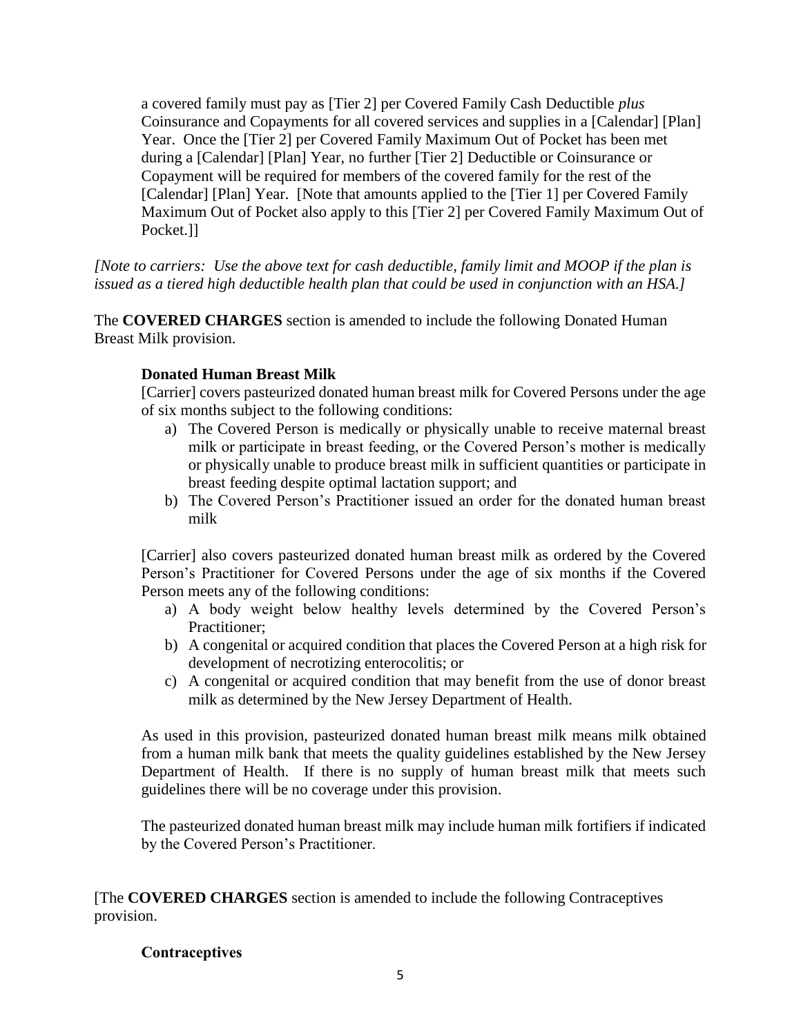a covered family must pay as [Tier 2] per Covered Family Cash Deductible *plus* Coinsurance and Copayments for all covered services and supplies in a [Calendar] [Plan] Year. Once the [Tier 2] per Covered Family Maximum Out of Pocket has been met during a [Calendar] [Plan] Year, no further [Tier 2] Deductible or Coinsurance or Copayment will be required for members of the covered family for the rest of the [Calendar] [Plan] Year. [Note that amounts applied to the [Tier 1] per Covered Family Maximum Out of Pocket also apply to this [Tier 2] per Covered Family Maximum Out of Pocket.]]

*[Note to carriers: Use the above text for cash deductible, family limit and MOOP if the plan is issued as a tiered high deductible health plan that could be used in conjunction with an HSA.]*

The **COVERED CHARGES** section is amended to include the following Donated Human Breast Milk provision.

**Donated Human Breast Milk**

[Carrier] covers pasteurized donated human breast milk for Covered Persons under the age of six months subject to the following conditions:

a) The Covered Person is medically or physically unable to receive maternal breast milk or participate in breast feeding, or the Covered Person's mother is medically or physically unable to produce breast milk in sufficient quantities or participate in breast feeding despite optimal lactation support; and
b) The Covered Person's Practitioner issued an order for the donated human breast milk

[Carrier] also covers pasteurized donated human breast milk as ordered by the Covered Person's Practitioner for Covered Persons under the age of six months if the Covered Person meets any of the following conditions:

a) A body weight below healthy levels determined by the Covered Person's Practitioner;
b) A congenital or acquired condition that places the Covered Person at a high risk for development of necrotizing enterocolitis; or
c) A congenital or acquired condition that may benefit from the use of donor breast milk as determined by the New Jersey Department of Health.

As used in this provision, pasteurized donated human breast milk means milk obtained from a human milk bank that meets the quality guidelines established by the New Jersey Department of Health. If there is no supply of human breast milk that meets such guidelines there will be no coverage under this provision.

The pasteurized donated human breast milk may include human milk fortifiers if indicated by the Covered Person's Practitioner.

[The **COVERED CHARGES** section is amended to include the following Contraceptives provision.

**Contraceptives**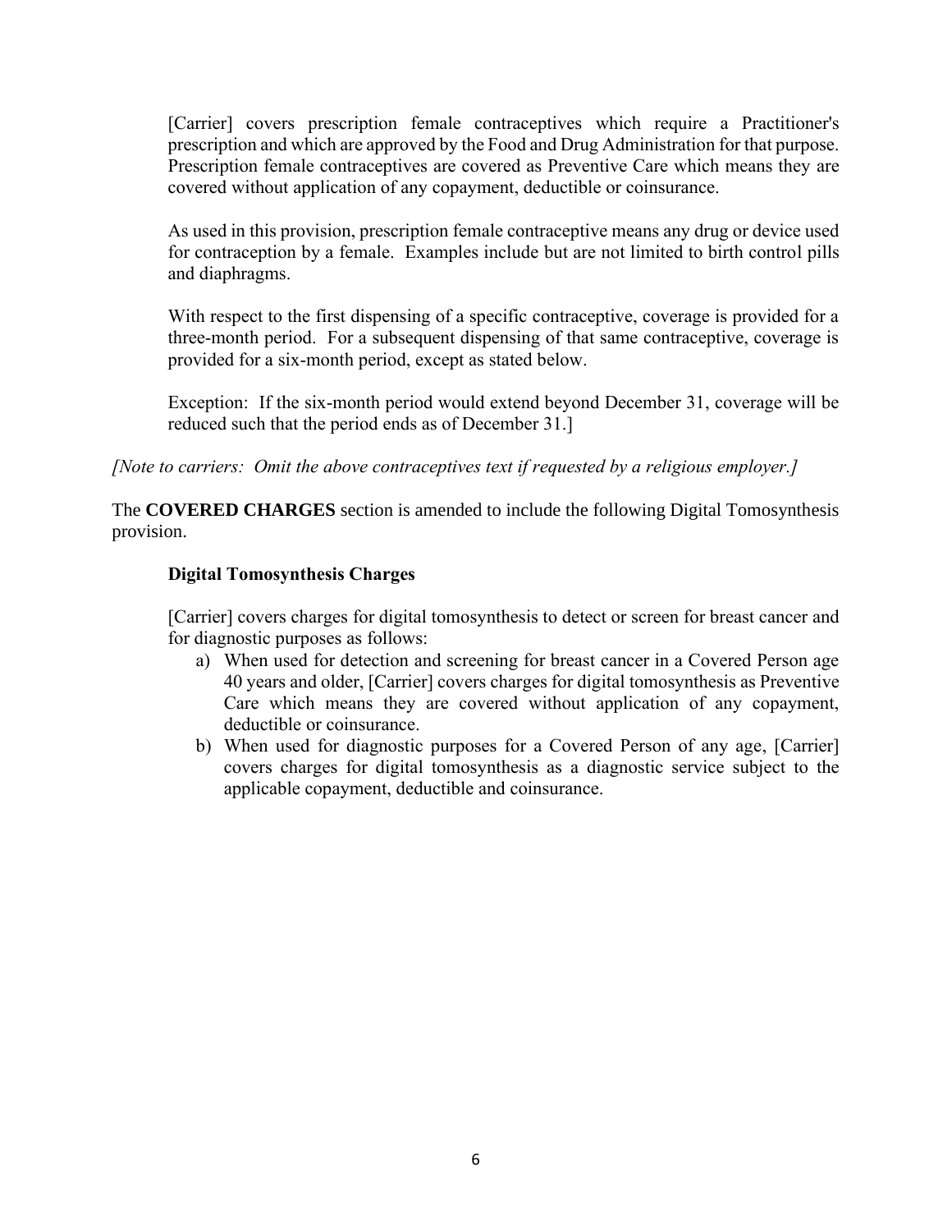[Carrier] covers prescription female contraceptives which require a Practitioner's prescription and which are approved by the Food and Drug Administration for that purpose. Prescription female contraceptives are covered as Preventive Care which means they are covered without application of any copayment, deductible or coinsurance.

As used in this provision, prescription female contraceptive means any drug or device used for contraception by a female. Examples include but are not limited to birth control pills and diaphragms.

With respect to the first dispensing of a specific contraceptive, coverage is provided for a three-month period. For a subsequent dispensing of that same contraceptive, coverage is provided for a six-month period, except as stated below.

Exception: If the six-month period would extend beyond December 31, coverage will be reduced such that the period ends as of December 31.]

*[Note to carriers: Omit the above contraceptives text if requested by a religious employer.]*

The **COVERED CHARGES** section is amended to include the following Digital Tomosynthesis provision.

**Digital Tomosynthesis Charges**

[Carrier] covers charges for digital tomosynthesis to detect or screen for breast cancer and for diagnostic purposes as follows:

a) When used for detection and screening for breast cancer in a Covered Person age 40 years and older, [Carrier] covers charges for digital tomosynthesis as Preventive Care which means they are covered without application of any copayment, deductible or coinsurance.
b) When used for diagnostic purposes for a Covered Person of any age, [Carrier] covers charges for digital tomosynthesis as a diagnostic service subject to the applicable copayment, deductible and coinsurance.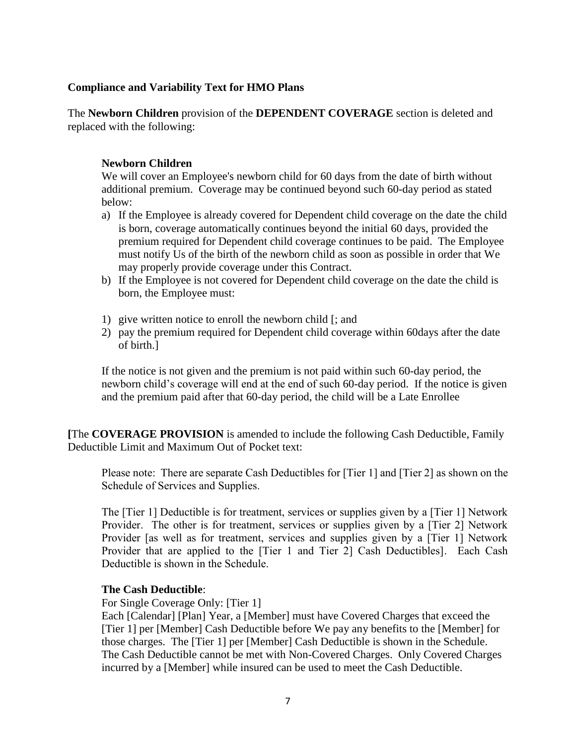**Compliance and Variability Text for HMO Plans**

The **Newborn Children** provision of the **DEPENDENT COVERAGE** section is deleted and replaced with the following:

**Newborn Children**

We will cover an Employee's newborn child for 60 days from the date of birth without additional premium. Coverage may be continued beyond such 60-day period as stated below:

a) If the Employee is already covered for Dependent child coverage on the date the child is born, coverage automatically continues beyond the initial 60 days, provided the premium required for Dependent child coverage continues to be paid. The Employee must notify Us of the birth of the newborn child as soon as possible in order that We may properly provide coverage under this Contract.

b) If the Employee is not covered for Dependent child coverage on the date the child is born, the Employee must:

1) give written notice to enroll the newborn child [; and
2) pay the premium required for Dependent child coverage within 60days after the date of birth.]

If the notice is not given and the premium is not paid within such 60-day period, the newborn child's coverage will end at the end of such 60-day period. If the notice is given and the premium paid after that 60-day period, the child will be a Late Enrollee

**[**The **COVERAGE PROVISION** is amended to include the following Cash Deductible, Family Deductible Limit and Maximum Out of Pocket text:

Please note: There are separate Cash Deductibles for [Tier 1] and [Tier 2] as shown on the Schedule of Services and Supplies.

The [Tier 1] Deductible is for treatment, services or supplies given by a [Tier 1] Network Provider. The other is for treatment, services or supplies given by a [Tier 2] Network Provider [as well as for treatment, services and supplies given by a [Tier 1] Network Provider that are applied to the [Tier 1 and Tier 2] Cash Deductibles]. Each Cash Deductible is shown in the Schedule.

**The Cash Deductible**:

For Single Coverage Only: [Tier 1]

Each [Calendar] [Plan] Year, a [Member] must have Covered Charges that exceed the [Tier 1] per [Member] Cash Deductible before We pay any benefits to the [Member] for those charges. The [Tier 1] per [Member] Cash Deductible is shown in the Schedule. The Cash Deductible cannot be met with Non-Covered Charges. Only Covered Charges incurred by a [Member] while insured can be used to meet the Cash Deductible.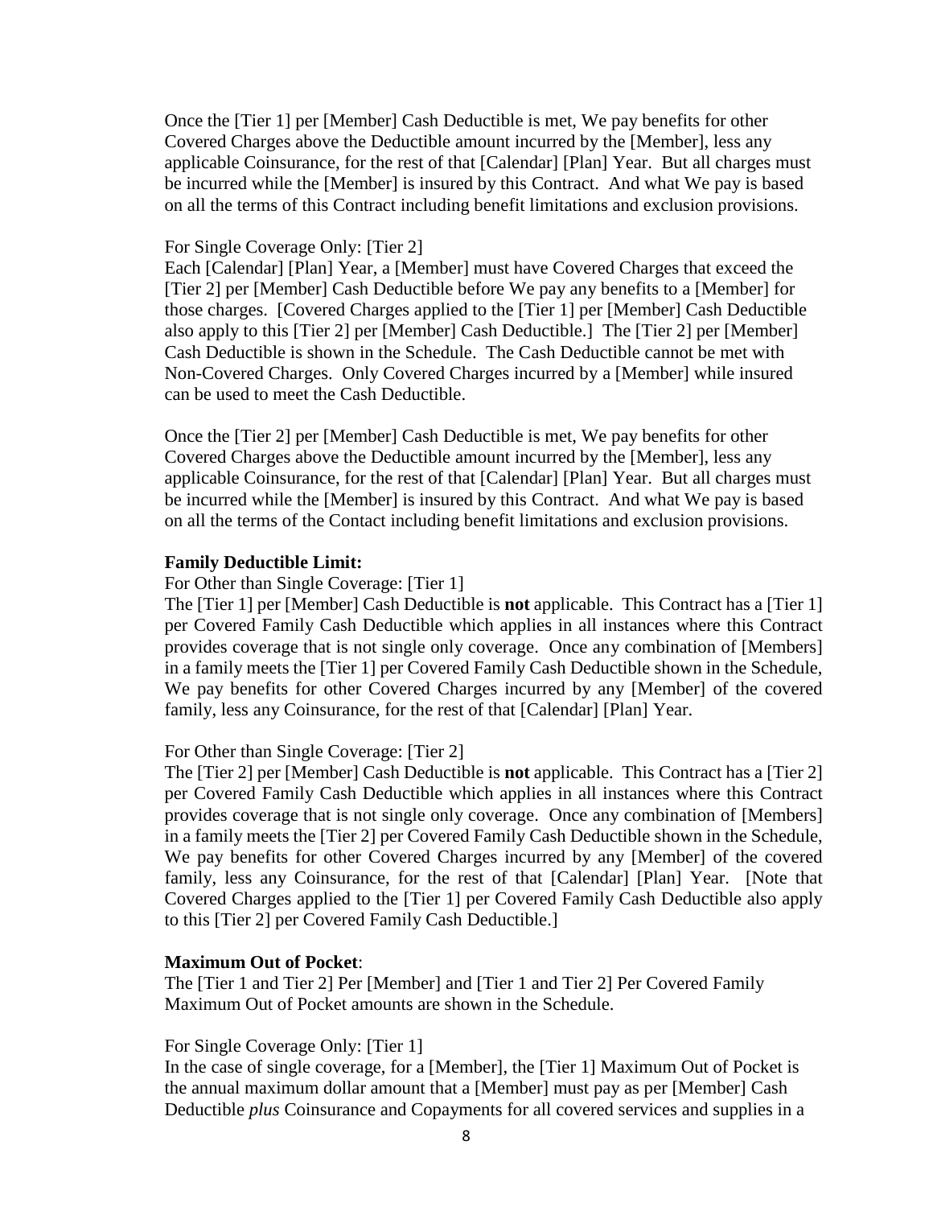Once the [Tier 1] per [Member] Cash Deductible is met, We pay benefits for other Covered Charges above the Deductible amount incurred by the [Member], less any applicable Coinsurance, for the rest of that [Calendar] [Plan] Year. But all charges must be incurred while the [Member] is insured by this Contract. And what We pay is based on all the terms of this Contract including benefit limitations and exclusion provisions.

For Single Coverage Only: [Tier 2]
Each [Calendar] [Plan] Year, a [Member] must have Covered Charges that exceed the [Tier 2] per [Member] Cash Deductible before We pay any benefits to a [Member] for those charges. [Covered Charges applied to the [Tier 1] per [Member] Cash Deductible also apply to this [Tier 2] per [Member] Cash Deductible.] The [Tier 2] per [Member] Cash Deductible is shown in the Schedule. The Cash Deductible cannot be met with Non-Covered Charges. Only Covered Charges incurred by a [Member] while insured can be used to meet the Cash Deductible.

Once the [Tier 2] per [Member] Cash Deductible is met, We pay benefits for other Covered Charges above the Deductible amount incurred by the [Member], less any applicable Coinsurance, for the rest of that [Calendar] [Plan] Year. But all charges must be incurred while the [Member] is insured by this Contract. And what We pay is based on all the terms of the Contact including benefit limitations and exclusion provisions.

**Family Deductible Limit:**
For Other than Single Coverage: [Tier 1]
The [Tier 1] per [Member] Cash Deductible is **not** applicable. This Contract has a [Tier 1] per Covered Family Cash Deductible which applies in all instances where this Contract provides coverage that is not single only coverage. Once any combination of [Members] in a family meets the [Tier 1] per Covered Family Cash Deductible shown in the Schedule, We pay benefits for other Covered Charges incurred by any [Member] of the covered family, less any Coinsurance, for the rest of that [Calendar] [Plan] Year.

For Other than Single Coverage: [Tier 2]
The [Tier 2] per [Member] Cash Deductible is **not** applicable. This Contract has a [Tier 2] per Covered Family Cash Deductible which applies in all instances where this Contract provides coverage that is not single only coverage. Once any combination of [Members] in a family meets the [Tier 2] per Covered Family Cash Deductible shown in the Schedule, We pay benefits for other Covered Charges incurred by any [Member] of the covered family, less any Coinsurance, for the rest of that [Calendar] [Plan] Year. [Note that Covered Charges applied to the [Tier 1] per Covered Family Cash Deductible also apply to this [Tier 2] per Covered Family Cash Deductible.]

**Maximum Out of Pocket**:
The [Tier 1 and Tier 2] Per [Member] and [Tier 1 and Tier 2] Per Covered Family Maximum Out of Pocket amounts are shown in the Schedule.

For Single Coverage Only: [Tier 1]
In the case of single coverage, for a [Member], the [Tier 1] Maximum Out of Pocket is the annual maximum dollar amount that a [Member] must pay as per [Member] Cash Deductible *plus* Coinsurance and Copayments for all covered services and supplies in a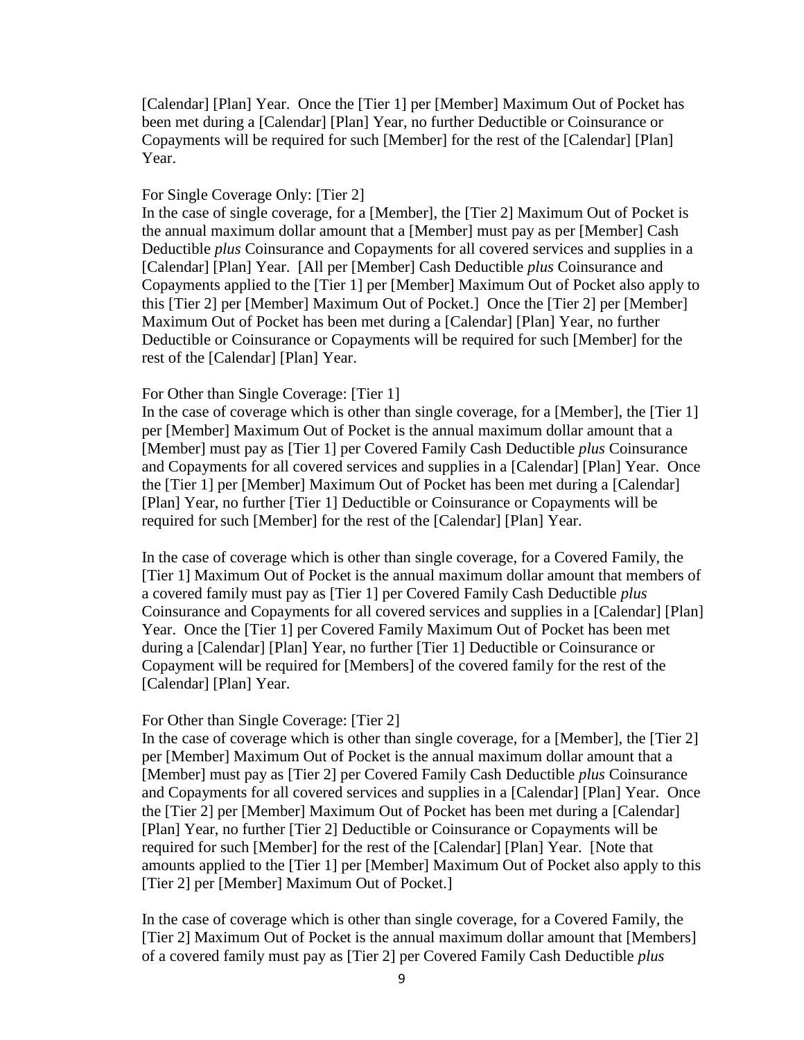[Calendar] [Plan] Year. Once the [Tier 1] per [Member] Maximum Out of Pocket has been met during a [Calendar] [Plan] Year, no further Deductible or Coinsurance or Copayments will be required for such [Member] for the rest of the [Calendar] [Plan] Year.

For Single Coverage Only: [Tier 2]
In the case of single coverage, for a [Member], the [Tier 2] Maximum Out of Pocket is the annual maximum dollar amount that a [Member] must pay as per [Member] Cash Deductible *plus* Coinsurance and Copayments for all covered services and supplies in a [Calendar] [Plan] Year. [All per [Member] Cash Deductible *plus* Coinsurance and Copayments applied to the [Tier 1] per [Member] Maximum Out of Pocket also apply to this [Tier 2] per [Member] Maximum Out of Pocket.] Once the [Tier 2] per [Member] Maximum Out of Pocket has been met during a [Calendar] [Plan] Year, no further Deductible or Coinsurance or Copayments will be required for such [Member] for the rest of the [Calendar] [Plan] Year.

For Other than Single Coverage: [Tier 1]
In the case of coverage which is other than single coverage, for a [Member], the [Tier 1] per [Member] Maximum Out of Pocket is the annual maximum dollar amount that a [Member] must pay as [Tier 1] per Covered Family Cash Deductible *plus* Coinsurance and Copayments for all covered services and supplies in a [Calendar] [Plan] Year. Once the [Tier 1] per [Member] Maximum Out of Pocket has been met during a [Calendar] [Plan] Year, no further [Tier 1] Deductible or Coinsurance or Copayments will be required for such [Member] for the rest of the [Calendar] [Plan] Year.

In the case of coverage which is other than single coverage, for a Covered Family, the [Tier 1] Maximum Out of Pocket is the annual maximum dollar amount that members of a covered family must pay as [Tier 1] per Covered Family Cash Deductible *plus* Coinsurance and Copayments for all covered services and supplies in a [Calendar] [Plan] Year. Once the [Tier 1] per Covered Family Maximum Out of Pocket has been met during a [Calendar] [Plan] Year, no further [Tier 1] Deductible or Coinsurance or Copayment will be required for [Members] of the covered family for the rest of the [Calendar] [Plan] Year.

For Other than Single Coverage: [Tier 2]
In the case of coverage which is other than single coverage, for a [Member], the [Tier 2] per [Member] Maximum Out of Pocket is the annual maximum dollar amount that a [Member] must pay as [Tier 2] per Covered Family Cash Deductible *plus* Coinsurance and Copayments for all covered services and supplies in a [Calendar] [Plan] Year. Once the [Tier 2] per [Member] Maximum Out of Pocket has been met during a [Calendar] [Plan] Year, no further [Tier 2] Deductible or Coinsurance or Copayments will be required for such [Member] for the rest of the [Calendar] [Plan] Year. [Note that amounts applied to the [Tier 1] per [Member] Maximum Out of Pocket also apply to this [Tier 2] per [Member] Maximum Out of Pocket.]

In the case of coverage which is other than single coverage, for a Covered Family, the [Tier 2] Maximum Out of Pocket is the annual maximum dollar amount that [Members] of a covered family must pay as [Tier 2] per Covered Family Cash Deductible *plus*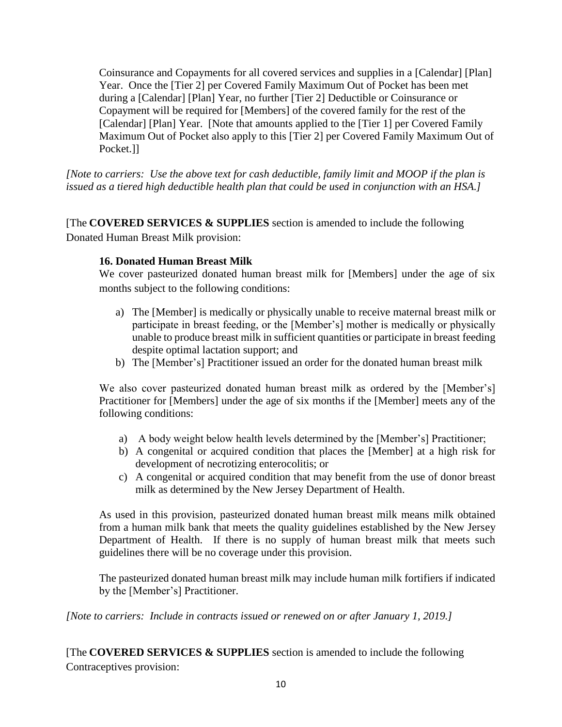Coinsurance and Copayments for all covered services and supplies in a [Calendar] [Plan] Year. Once the [Tier 2] per Covered Family Maximum Out of Pocket has been met during a [Calendar] [Plan] Year, no further [Tier 2] Deductible or Coinsurance or Copayment will be required for [Members] of the covered family for the rest of the [Calendar] [Plan] Year. [Note that amounts applied to the [Tier 1] per Covered Family Maximum Out of Pocket also apply to this [Tier 2] per Covered Family Maximum Out of Pocket.]]

*[Note to carriers: Use the above text for cash deductible, family limit and MOOP if the plan is issued as a tiered high deductible health plan that could be used in conjunction with an HSA.]*

[The **COVERED SERVICES & SUPPLIES** section is amended to include the following Donated Human Breast Milk provision:

**16. Donated Human Breast Milk**

We cover pasteurized donated human breast milk for [Members] under the age of six months subject to the following conditions:

a) The [Member] is medically or physically unable to receive maternal breast milk or participate in breast feeding, or the [Member's] mother is medically or physically unable to produce breast milk in sufficient quantities or participate in breast feeding despite optimal lactation support; and
b) The [Member's] Practitioner issued an order for the donated human breast milk

We also cover pasteurized donated human breast milk as ordered by the [Member's] Practitioner for [Members] under the age of six months if the [Member] meets any of the following conditions:

a) A body weight below health levels determined by the [Member's] Practitioner;
b) A congenital or acquired condition that places the [Member] at a high risk for development of necrotizing enterocolitis; or
c) A congenital or acquired condition that may benefit from the use of donor breast milk as determined by the New Jersey Department of Health.

As used in this provision, pasteurized donated human breast milk means milk obtained from a human milk bank that meets the quality guidelines established by the New Jersey Department of Health. If there is no supply of human breast milk that meets such guidelines there will be no coverage under this provision.

The pasteurized donated human breast milk may include human milk fortifiers if indicated by the [Member's] Practitioner.

*[Note to carriers: Include in contracts issued or renewed on or after January 1, 2019.]*

[The **COVERED SERVICES & SUPPLIES** section is amended to include the following Contraceptives provision: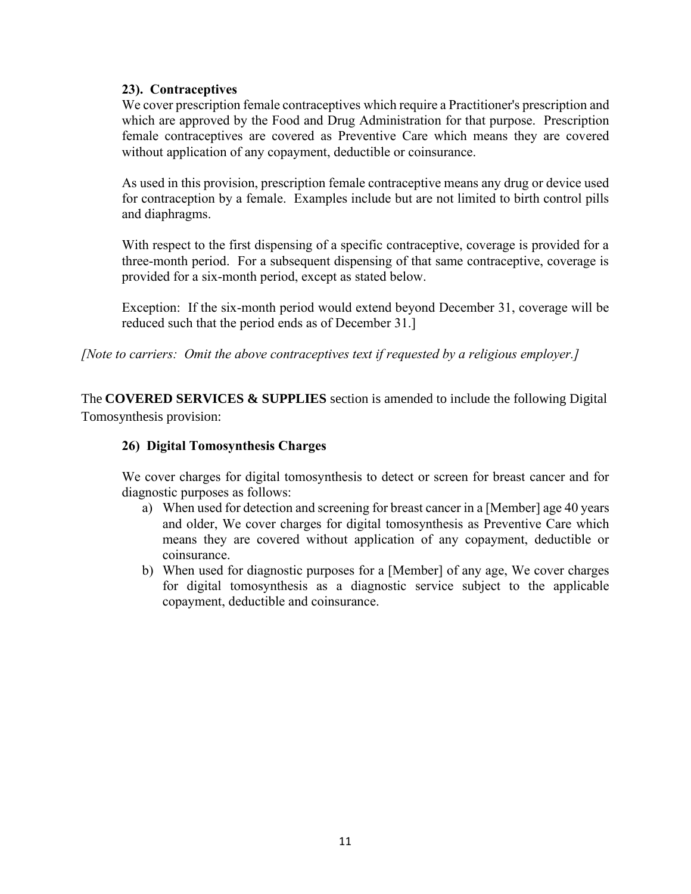**23). Contraceptives**

We cover prescription female contraceptives which require a Practitioner's prescription and which are approved by the Food and Drug Administration for that purpose. Prescription female contraceptives are covered as Preventive Care which means they are covered without application of any copayment, deductible or coinsurance.

As used in this provision, prescription female contraceptive means any drug or device used for contraception by a female. Examples include but are not limited to birth control pills and diaphragms.

With respect to the first dispensing of a specific contraceptive, coverage is provided for a three-month period. For a subsequent dispensing of that same contraceptive, coverage is provided for a six-month period, except as stated below.

Exception: If the six-month period would extend beyond December 31, coverage will be reduced such that the period ends as of December 31.]

*[Note to carriers: Omit the above contraceptives text if requested by a religious employer.]*

The **COVERED SERVICES & SUPPLIES** section is amended to include the following Digital Tomosynthesis provision:

**26) Digital Tomosynthesis Charges**

We cover charges for digital tomosynthesis to detect or screen for breast cancer and for diagnostic purposes as follows:

a) When used for detection and screening for breast cancer in a [Member] age 40 years and older, We cover charges for digital tomosynthesis as Preventive Care which means they are covered without application of any copayment, deductible or coinsurance.

b) When used for diagnostic purposes for a [Member] of any age, We cover charges for digital tomosynthesis as a diagnostic service subject to the applicable copayment, deductible and coinsurance.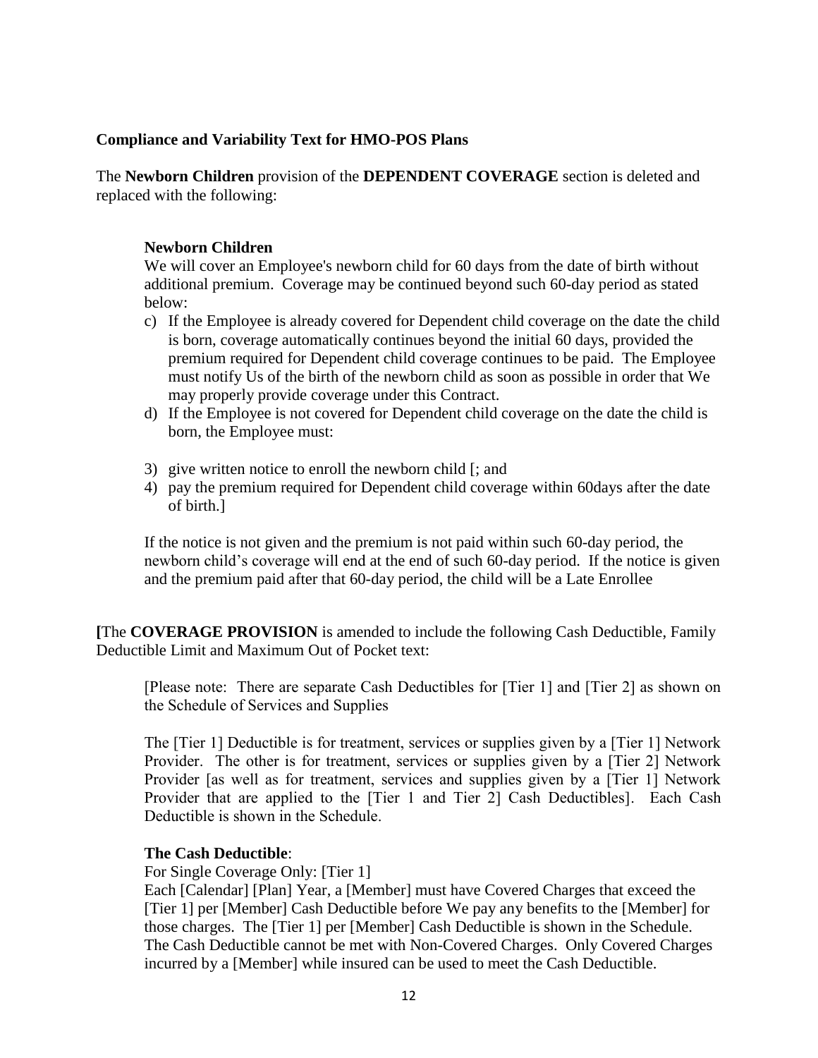**Compliance and Variability Text for HMO-POS Plans**

The **Newborn Children** provision of the **DEPENDENT COVERAGE** section is deleted and replaced with the following:

**Newborn Children**

We will cover an Employee's newborn child for 60 days from the date of birth without additional premium. Coverage may be continued beyond such 60-day period as stated below:

c) If the Employee is already covered for Dependent child coverage on the date the child is born, coverage automatically continues beyond the initial 60 days, provided the premium required for Dependent child coverage continues to be paid. The Employee must notify Us of the birth of the newborn child as soon as possible in order that We may properly provide coverage under this Contract.

d) If the Employee is not covered for Dependent child coverage on the date the child is born, the Employee must:

3) give written notice to enroll the newborn child [; and
4) pay the premium required for Dependent child coverage within 60days after the date of birth.]

If the notice is not given and the premium is not paid within such 60-day period, the newborn child's coverage will end at the end of such 60-day period. If the notice is given and the premium paid after that 60-day period, the child will be a Late Enrollee

**[**The **COVERAGE PROVISION** is amended to include the following Cash Deductible, Family Deductible Limit and Maximum Out of Pocket text:

[Please note: There are separate Cash Deductibles for [Tier 1] and [Tier 2] as shown on the Schedule of Services and Supplies

The [Tier 1] Deductible is for treatment, services or supplies given by a [Tier 1] Network Provider. The other is for treatment, services or supplies given by a [Tier 2] Network Provider [as well as for treatment, services and supplies given by a [Tier 1] Network Provider that are applied to the [Tier 1 and Tier 2] Cash Deductibles]. Each Cash Deductible is shown in the Schedule.

**The Cash Deductible**:

For Single Coverage Only: [Tier 1]

Each [Calendar] [Plan] Year, a [Member] must have Covered Charges that exceed the [Tier 1] per [Member] Cash Deductible before We pay any benefits to the [Member] for those charges. The [Tier 1] per [Member] Cash Deductible is shown in the Schedule. The Cash Deductible cannot be met with Non-Covered Charges. Only Covered Charges incurred by a [Member] while insured can be used to meet the Cash Deductible.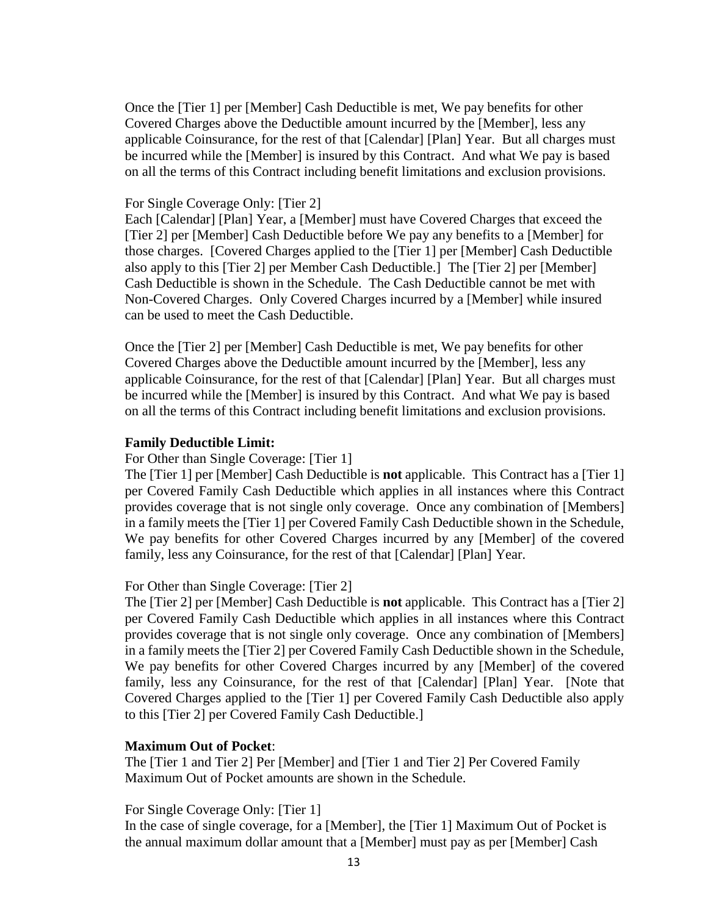Once the [Tier 1] per [Member] Cash Deductible is met, We pay benefits for other Covered Charges above the Deductible amount incurred by the [Member], less any applicable Coinsurance, for the rest of that [Calendar] [Plan] Year. But all charges must be incurred while the [Member] is insured by this Contract. And what We pay is based on all the terms of this Contract including benefit limitations and exclusion provisions.

For Single Coverage Only: [Tier 2]
Each [Calendar] [Plan] Year, a [Member] must have Covered Charges that exceed the [Tier 2] per [Member] Cash Deductible before We pay any benefits to a [Member] for those charges. [Covered Charges applied to the [Tier 1] per [Member] Cash Deductible also apply to this [Tier 2] per Member Cash Deductible.] The [Tier 2] per [Member] Cash Deductible is shown in the Schedule. The Cash Deductible cannot be met with Non-Covered Charges. Only Covered Charges incurred by a [Member] while insured can be used to meet the Cash Deductible.

Once the [Tier 2] per [Member] Cash Deductible is met, We pay benefits for other Covered Charges above the Deductible amount incurred by the [Member], less any applicable Coinsurance, for the rest of that [Calendar] [Plan] Year. But all charges must be incurred while the [Member] is insured by this Contract. And what We pay is based on all the terms of this Contract including benefit limitations and exclusion provisions.

**Family Deductible Limit:**

For Other than Single Coverage: [Tier 1]
The [Tier 1] per [Member] Cash Deductible is **not** applicable. This Contract has a [Tier 1] per Covered Family Cash Deductible which applies in all instances where this Contract provides coverage that is not single only coverage. Once any combination of [Members] in a family meets the [Tier 1] per Covered Family Cash Deductible shown in the Schedule, We pay benefits for other Covered Charges incurred by any [Member] of the covered family, less any Coinsurance, for the rest of that [Calendar] [Plan] Year.

For Other than Single Coverage: [Tier 2]
The [Tier 2] per [Member] Cash Deductible is **not** applicable. This Contract has a [Tier 2] per Covered Family Cash Deductible which applies in all instances where this Contract provides coverage that is not single only coverage. Once any combination of [Members] in a family meets the [Tier 2] per Covered Family Cash Deductible shown in the Schedule, We pay benefits for other Covered Charges incurred by any [Member] of the covered family, less any Coinsurance, for the rest of that [Calendar] [Plan] Year. [Note that Covered Charges applied to the [Tier 1] per Covered Family Cash Deductible also apply to this [Tier 2] per Covered Family Cash Deductible.]

**Maximum Out of Pocket**:

The [Tier 1 and Tier 2] Per [Member] and [Tier 1 and Tier 2] Per Covered Family Maximum Out of Pocket amounts are shown in the Schedule.

For Single Coverage Only: [Tier 1]
In the case of single coverage, for a [Member], the [Tier 1] Maximum Out of Pocket is the annual maximum dollar amount that a [Member] must pay as per [Member] Cash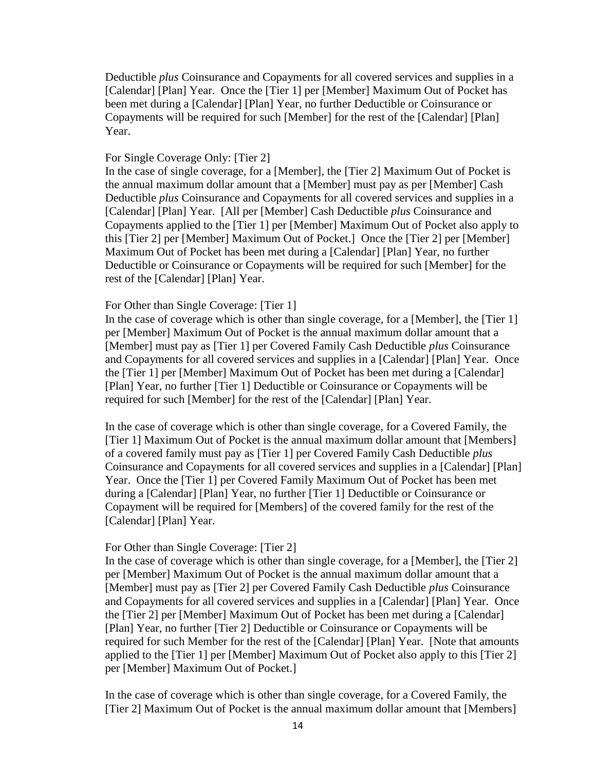Deductible *plus* Coinsurance and Copayments for all covered services and supplies in a [Calendar] [Plan] Year. Once the [Tier 1] per [Member] Maximum Out of Pocket has been met during a [Calendar] [Plan] Year, no further Deductible or Coinsurance or Copayments will be required for such [Member] for the rest of the [Calendar] [Plan] Year.

For Single Coverage Only: [Tier 2]
In the case of single coverage, for a [Member], the [Tier 2] Maximum Out of Pocket is the annual maximum dollar amount that a [Member] must pay as per [Member] Cash Deductible *plus* Coinsurance and Copayments for all covered services and supplies in a [Calendar] [Plan] Year. [All per [Member] Cash Deductible *plus* Coinsurance and Copayments applied to the [Tier 1] per [Member] Maximum Out of Pocket also apply to this [Tier 2] per [Member] Maximum Out of Pocket.] Once the [Tier 2] per [Member] Maximum Out of Pocket has been met during a [Calendar] [Plan] Year, no further Deductible or Coinsurance or Copayments will be required for such [Member] for the rest of the [Calendar] [Plan] Year.

For Other than Single Coverage: [Tier 1]
In the case of coverage which is other than single coverage, for a [Member], the [Tier 1] per [Member] Maximum Out of Pocket is the annual maximum dollar amount that a [Member] must pay as [Tier 1] per Covered Family Cash Deductible *plus* Coinsurance and Copayments for all covered services and supplies in a [Calendar] [Plan] Year. Once the [Tier 1] per [Member] Maximum Out of Pocket has been met during a [Calendar] [Plan] Year, no further [Tier 1] Deductible or Coinsurance or Copayments will be required for such [Member] for the rest of the [Calendar] [Plan] Year.

In the case of coverage which is other than single coverage, for a Covered Family, the [Tier 1] Maximum Out of Pocket is the annual maximum dollar amount that [Members] of a covered family must pay as [Tier 1] per Covered Family Cash Deductible *plus* Coinsurance and Copayments for all covered services and supplies in a [Calendar] [Plan] Year. Once the [Tier 1] per Covered Family Maximum Out of Pocket has been met during a [Calendar] [Plan] Year, no further [Tier 1] Deductible or Coinsurance or Copayment will be required for [Members] of the covered family for the rest of the [Calendar] [Plan] Year.

For Other than Single Coverage: [Tier 2]
In the case of coverage which is other than single coverage, for a [Member], the [Tier 2] per [Member] Maximum Out of Pocket is the annual maximum dollar amount that a [Member] must pay as [Tier 2] per Covered Family Cash Deductible *plus* Coinsurance and Copayments for all covered services and supplies in a [Calendar] [Plan] Year. Once the [Tier 2] per [Member] Maximum Out of Pocket has been met during a [Calendar] [Plan] Year, no further [Tier 2] Deductible or Coinsurance or Copayments will be required for such Member for the rest of the [Calendar] [Plan] Year. [Note that amounts applied to the [Tier 1] per [Member] Maximum Out of Pocket also apply to this [Tier 2] per [Member] Maximum Out of Pocket.]

In the case of coverage which is other than single coverage, for a Covered Family, the [Tier 2] Maximum Out of Pocket is the annual maximum dollar amount that [Members]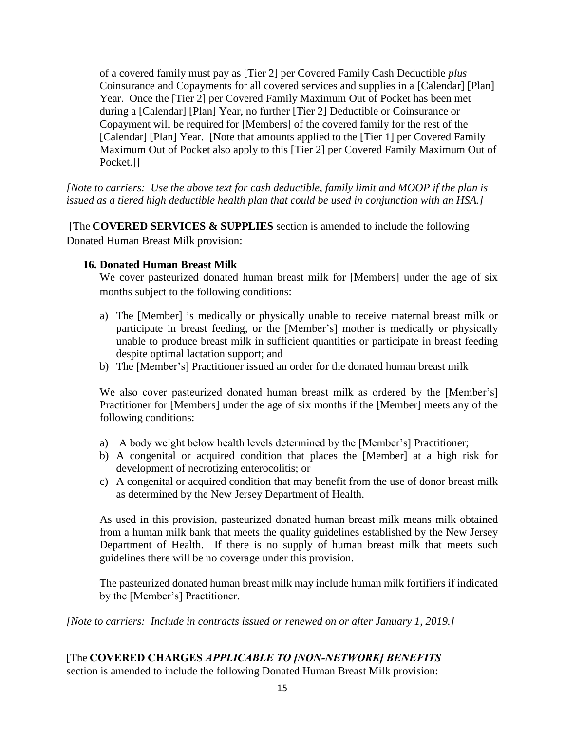of a covered family must pay as [Tier 2] per Covered Family Cash Deductible *plus* Coinsurance and Copayments for all covered services and supplies in a [Calendar] [Plan] Year. Once the [Tier 2] per Covered Family Maximum Out of Pocket has been met during a [Calendar] [Plan] Year, no further [Tier 2] Deductible or Coinsurance or Copayment will be required for [Members] of the covered family for the rest of the [Calendar] [Plan] Year. [Note that amounts applied to the [Tier 1] per Covered Family Maximum Out of Pocket also apply to this [Tier 2] per Covered Family Maximum Out of Pocket.]]

*[Note to carriers: Use the above text for cash deductible, family limit and MOOP if the plan is issued as a tiered high deductible health plan that could be used in conjunction with an HSA.]*

[The **COVERED SERVICES & SUPPLIES** section is amended to include the following Donated Human Breast Milk provision:

**16. Donated Human Breast Milk**

We cover pasteurized donated human breast milk for [Members] under the age of six months subject to the following conditions:

a) The [Member] is medically or physically unable to receive maternal breast milk or participate in breast feeding, or the [Member's] mother is medically or physically unable to produce breast milk in sufficient quantities or participate in breast feeding despite optimal lactation support; and
b) The [Member's] Practitioner issued an order for the donated human breast milk

We also cover pasteurized donated human breast milk as ordered by the [Member's] Practitioner for [Members] under the age of six months if the [Member] meets any of the following conditions:

a) A body weight below health levels determined by the [Member's] Practitioner;
b) A congenital or acquired condition that places the [Member] at a high risk for development of necrotizing enterocolitis; or
c) A congenital or acquired condition that may benefit from the use of donor breast milk as determined by the New Jersey Department of Health.

As used in this provision, pasteurized donated human breast milk means milk obtained from a human milk bank that meets the quality guidelines established by the New Jersey Department of Health. If there is no supply of human breast milk that meets such guidelines there will be no coverage under this provision.

The pasteurized donated human breast milk may include human milk fortifiers if indicated by the [Member's] Practitioner.

*[Note to carriers: Include in contracts issued or renewed on or after January 1, 2019.]*

[The **COVERED CHARGES** ***APPLICABLE TO [NON-NETWORK] BENEFITS*** section is amended to include the following Donated Human Breast Milk provision: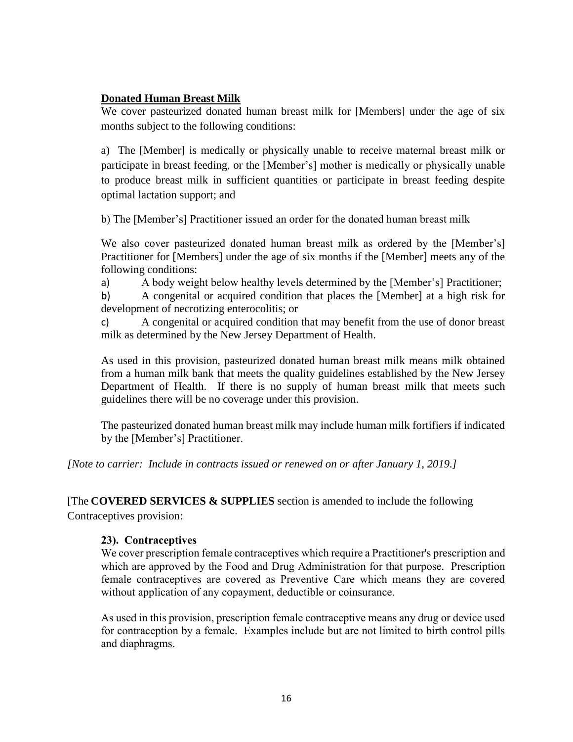**<u>Donated Human Breast Milk</u>**

We cover pasteurized donated human breast milk for [Members] under the age of six months subject to the following conditions:

a) The [Member] is medically or physically unable to receive maternal breast milk or participate in breast feeding, or the [Member's] mother is medically or physically unable to produce breast milk in sufficient quantities or participate in breast feeding despite optimal lactation support; and

b) The [Member's] Practitioner issued an order for the donated human breast milk

We also cover pasteurized donated human breast milk as ordered by the [Member's] Practitioner for [Members] under the age of six months if the [Member] meets any of the following conditions:

a) A body weight below healthy levels determined by the [Member's] Practitioner;

b) A congenital or acquired condition that places the [Member] at a high risk for development of necrotizing enterocolitis; or

c) A congenital or acquired condition that may benefit from the use of donor breast milk as determined by the New Jersey Department of Health.

As used in this provision, pasteurized donated human breast milk means milk obtained from a human milk bank that meets the quality guidelines established by the New Jersey Department of Health. If there is no supply of human breast milk that meets such guidelines there will be no coverage under this provision.

The pasteurized donated human breast milk may include human milk fortifiers if indicated by the [Member's] Practitioner.

*[Note to carrier: Include in contracts issued or renewed on or after January 1, 2019.]*

[The **COVERED SERVICES & SUPPLIES** section is amended to include the following Contraceptives provision:

**23). Contraceptives**

We cover prescription female contraceptives which require a Practitioner's prescription and which are approved by the Food and Drug Administration for that purpose. Prescription female contraceptives are covered as Preventive Care which means they are covered without application of any copayment, deductible or coinsurance.

As used in this provision, prescription female contraceptive means any drug or device used for contraception by a female. Examples include but are not limited to birth control pills and diaphragms.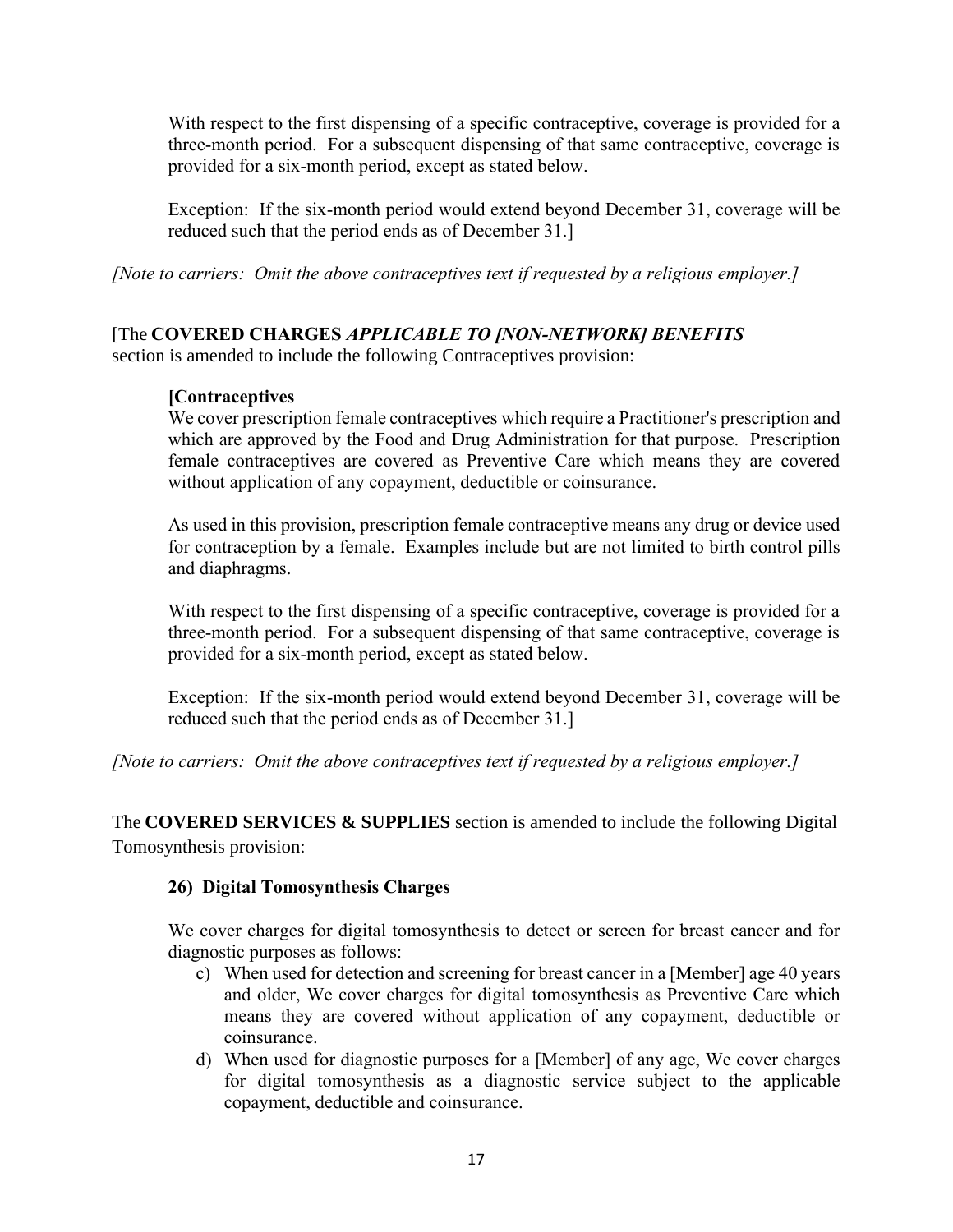With respect to the first dispensing of a specific contraceptive, coverage is provided for a three-month period. For a subsequent dispensing of that same contraceptive, coverage is provided for a six-month period, except as stated below.

Exception: If the six-month period would extend beyond December 31, coverage will be reduced such that the period ends as of December 31.]

*[Note to carriers: Omit the above contraceptives text if requested by a religious employer.]*

[The **COVERED CHARGES** ***APPLICABLE TO [NON-NETWORK] BENEFITS*** section is amended to include the following Contraceptives provision:

**[Contraceptives**

We cover prescription female contraceptives which require a Practitioner's prescription and which are approved by the Food and Drug Administration for that purpose. Prescription female contraceptives are covered as Preventive Care which means they are covered without application of any copayment, deductible or coinsurance.

As used in this provision, prescription female contraceptive means any drug or device used for contraception by a female. Examples include but are not limited to birth control pills and diaphragms.

With respect to the first dispensing of a specific contraceptive, coverage is provided for a three-month period. For a subsequent dispensing of that same contraceptive, coverage is provided for a six-month period, except as stated below.

Exception: If the six-month period would extend beyond December 31, coverage will be reduced such that the period ends as of December 31.]

*[Note to carriers: Omit the above contraceptives text if requested by a religious employer.]*

The **COVERED SERVICES & SUPPLIES** section is amended to include the following Digital Tomosynthesis provision:

**26) Digital Tomosynthesis Charges**

We cover charges for digital tomosynthesis to detect or screen for breast cancer and for diagnostic purposes as follows:

c) When used for detection and screening for breast cancer in a [Member] age 40 years and older, We cover charges for digital tomosynthesis as Preventive Care which means they are covered without application of any copayment, deductible or coinsurance.

d) When used for diagnostic purposes for a [Member] of any age, We cover charges for digital tomosynthesis as a diagnostic service subject to the applicable copayment, deductible and coinsurance.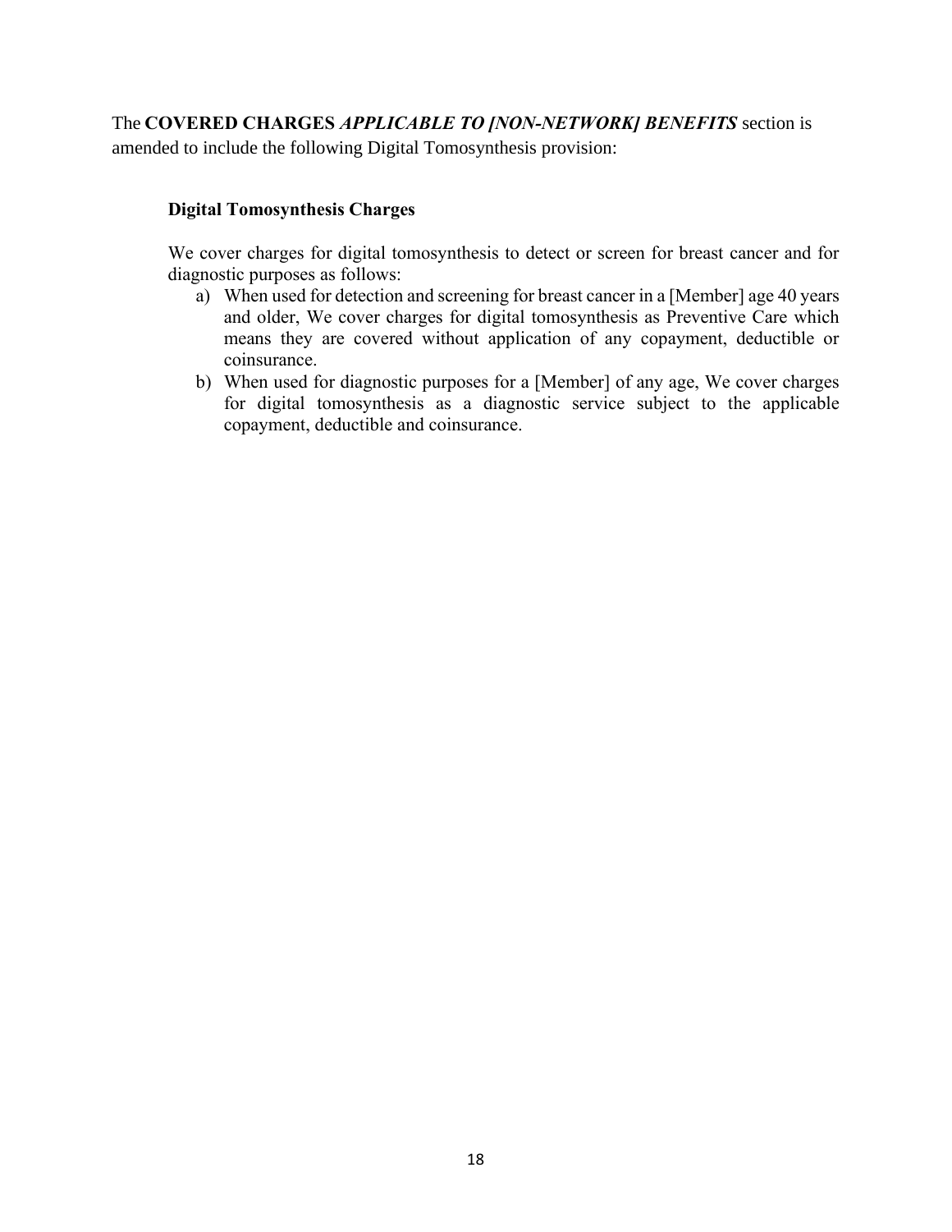The **COVERED CHARGES** ***APPLICABLE TO [NON-NETWORK] BENEFITS*** section is amended to include the following Digital Tomosynthesis provision:

**Digital Tomosynthesis Charges**

We cover charges for digital tomosynthesis to detect or screen for breast cancer and for diagnostic purposes as follows:

a) When used for detection and screening for breast cancer in a [Member] age 40 years and older, We cover charges for digital tomosynthesis as Preventive Care which means they are covered without application of any copayment, deductible or coinsurance.

b) When used for diagnostic purposes for a [Member] of any age, We cover charges for digital tomosynthesis as a diagnostic service subject to the applicable copayment, deductible and coinsurance.